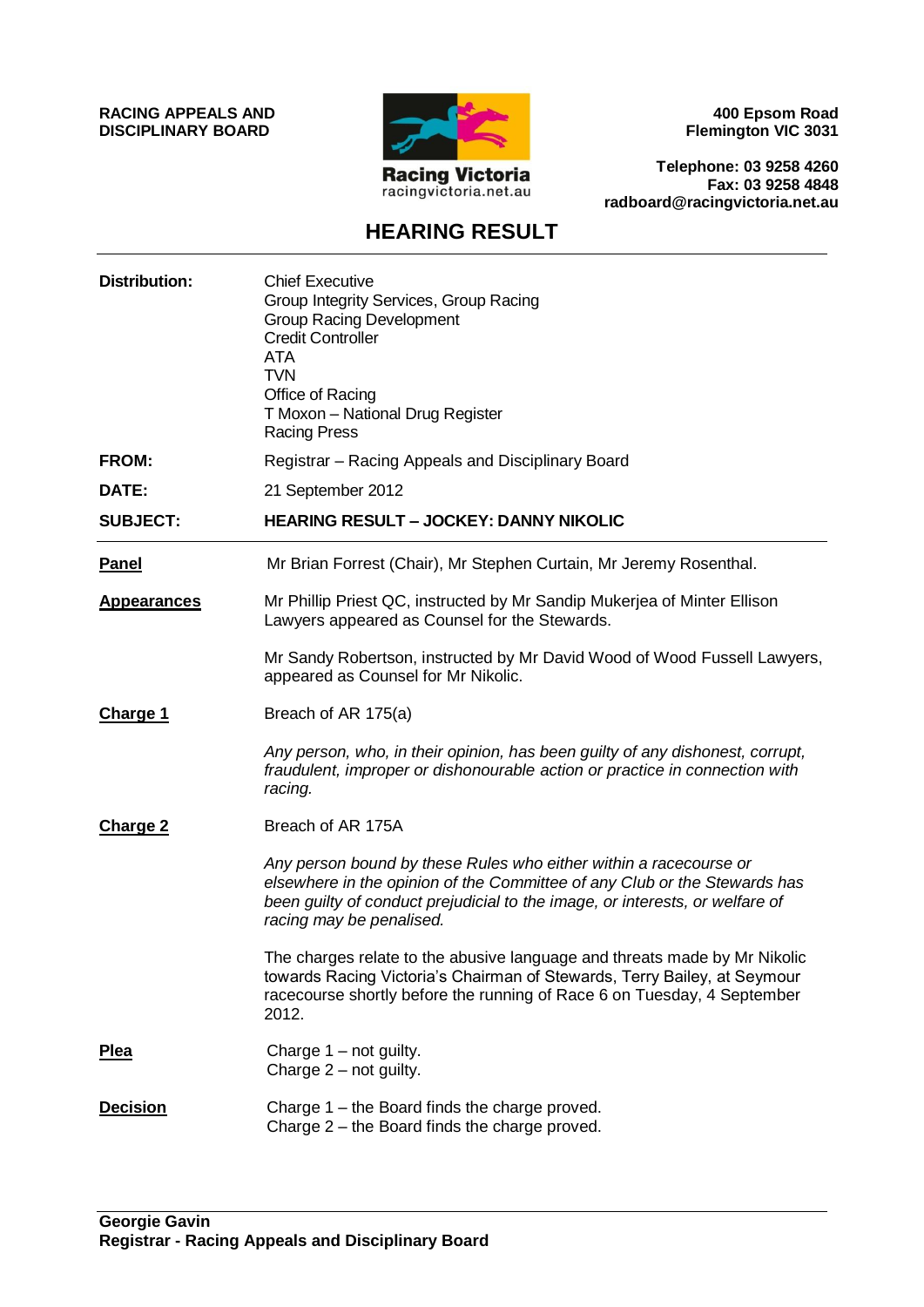**RACING APPEALS AND DISCIPLINARY BOARD**

Racing Victoria
racingvictoria.net.au

**400 Epsom Road**
**Flemington VIC 3031**

**Telephone: 03 9258 4260**
**Fax: 03 9258 4848**
**radboard@racingvictoria.net.au**

# HEARING RESULT

| | |
|---|---|
| **Distribution:** | Chief Executive<br>Group Integrity Services, Group Racing<br>Group Racing Development<br>Credit Controller<br>ATA<br>TVN<br>Office of Racing<br>T Moxon – National Drug Register<br>Racing Press |
| **FROM:** | Registrar – Racing Appeals and Disciplinary Board |
| **DATE:** | 21 September 2012 |
| **SUBJECT:** | **HEARING RESULT – JOCKEY: DANNY NIKOLIC** |

**Panel**

Mr Brian Forrest (Chair), Mr Stephen Curtain, Mr Jeremy Rosenthal.

**Appearances**

Mr Phillip Priest QC, instructed by Mr Sandip Mukerjea of Minter Ellison Lawyers appeared as Counsel for the Stewards.

Mr Sandy Robertson, instructed by Mr David Wood of Wood Fussell Lawyers, appeared as Counsel for Mr Nikolic.

**Charge 1**

Breach of AR 175(a)

*Any person, who, in their opinion, has been guilty of any dishonest, corrupt, fraudulent, improper or dishonourable action or practice in connection with racing.*

**Charge 2**

Breach of AR 175A

*Any person bound by these Rules who either within a racecourse or elsewhere in the opinion of the Committee of any Club or the Stewards has been guilty of conduct prejudicial to the image, or interests, or welfare of racing may be penalised.*

The charges relate to the abusive language and threats made by Mr Nikolic towards Racing Victoria's Chairman of Stewards, Terry Bailey, at Seymour racecourse shortly before the running of Race 6 on Tuesday, 4 September 2012.

**Plea**

Charge 1 – not guilty.
Charge 2 – not guilty.

**Decision**

Charge 1 – the Board finds the charge proved.
Charge 2 – the Board finds the charge proved.

**Georgie Gavin**
**Registrar - Racing Appeals and Disciplinary Board**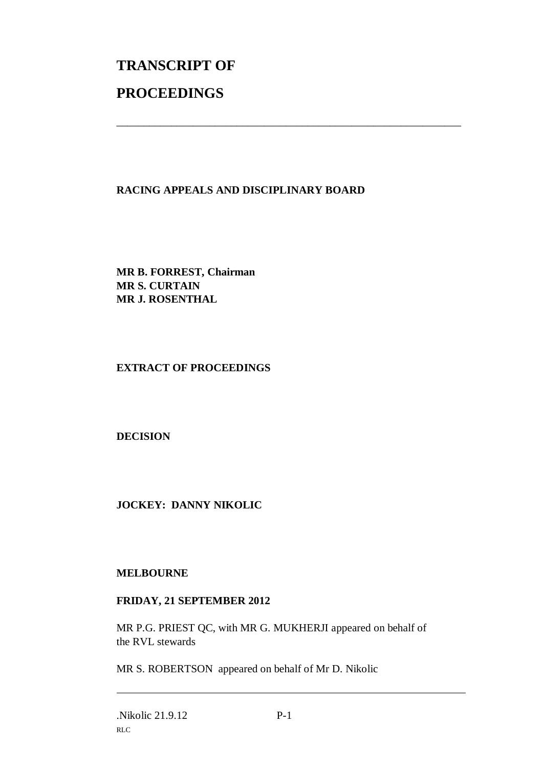# TRANSCRIPT OF

# PROCEEDINGS

---

**RACING APPEALS AND DISCIPLINARY BOARD**

**MR B. FORREST, Chairman**
**MR S. CURTAIN**
**MR J. ROSENTHAL**

**EXTRACT OF PROCEEDINGS**

**DECISION**

**JOCKEY: DANNY NIKOLIC**

**MELBOURNE**

**FRIDAY, 21 SEPTEMBER 2012**

MR P.G. PRIEST QC, with MR G. MUKHERJI appeared on behalf of the RVL stewards

MR S. ROBERTSON appeared on behalf of Mr D. Nikolic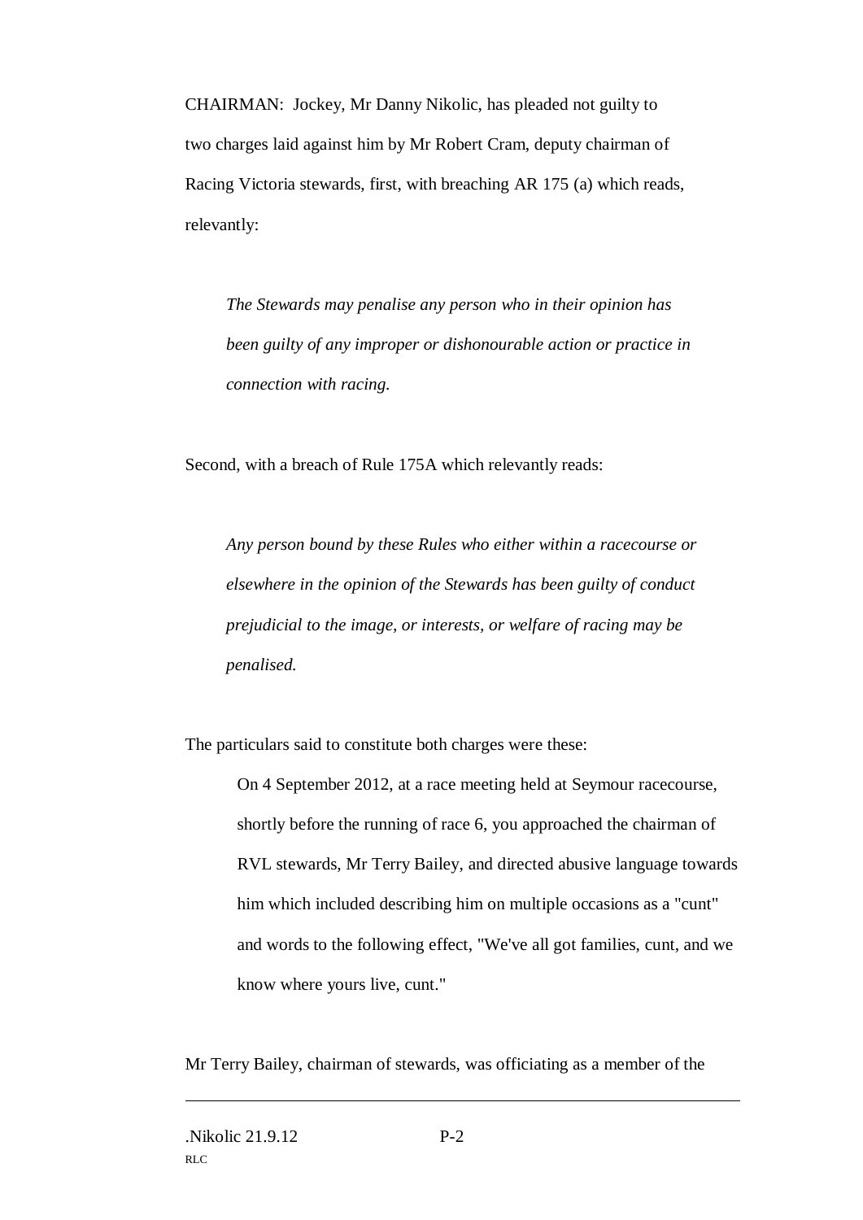CHAIRMAN: Jockey, Mr Danny Nikolic, has pleaded not guilty to two charges laid against him by Mr Robert Cram, deputy chairman of Racing Victoria stewards, first, with breaching AR 175 (a) which reads, relevantly:

> *The Stewards may penalise any person who in their opinion has been guilty of any improper or dishonourable action or practice in connection with racing.*

Second, with a breach of Rule 175A which relevantly reads:

> *Any person bound by these Rules who either within a racecourse or elsewhere in the opinion of the Stewards has been guilty of conduct prejudicial to the image, or interests, or welfare of racing may be penalised.*

The particulars said to constitute both charges were these:

> On 4 September 2012, at a race meeting held at Seymour racecourse, shortly before the running of race 6, you approached the chairman of RVL stewards, Mr Terry Bailey, and directed abusive language towards him which included describing him on multiple occasions as a "cunt" and words to the following effect, "We've all got families, cunt, and we know where yours live, cunt."

Mr Terry Bailey, chairman of stewards, was officiating as a member of the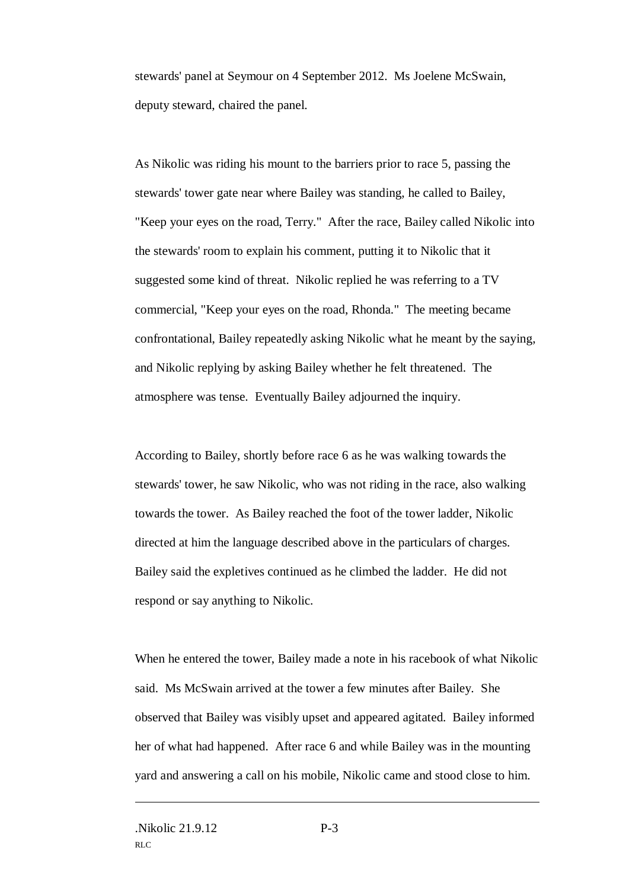stewards' panel at Seymour on 4 September 2012. Ms Joelene McSwain, deputy steward, chaired the panel.

As Nikolic was riding his mount to the barriers prior to race 5, passing the stewards' tower gate near where Bailey was standing, he called to Bailey, "Keep your eyes on the road, Terry." After the race, Bailey called Nikolic into the stewards' room to explain his comment, putting it to Nikolic that it suggested some kind of threat. Nikolic replied he was referring to a TV commercial, "Keep your eyes on the road, Rhonda." The meeting became confrontational, Bailey repeatedly asking Nikolic what he meant by the saying, and Nikolic replying by asking Bailey whether he felt threatened. The atmosphere was tense. Eventually Bailey adjourned the inquiry.

According to Bailey, shortly before race 6 as he was walking towards the stewards' tower, he saw Nikolic, who was not riding in the race, also walking towards the tower. As Bailey reached the foot of the tower ladder, Nikolic directed at him the language described above in the particulars of charges. Bailey said the expletives continued as he climbed the ladder. He did not respond or say anything to Nikolic.

When he entered the tower, Bailey made a note in his racebook of what Nikolic said. Ms McSwain arrived at the tower a few minutes after Bailey. She observed that Bailey was visibly upset and appeared agitated. Bailey informed her of what had happened. After race 6 and while Bailey was in the mounting yard and answering a call on his mobile, Nikolic came and stood close to him.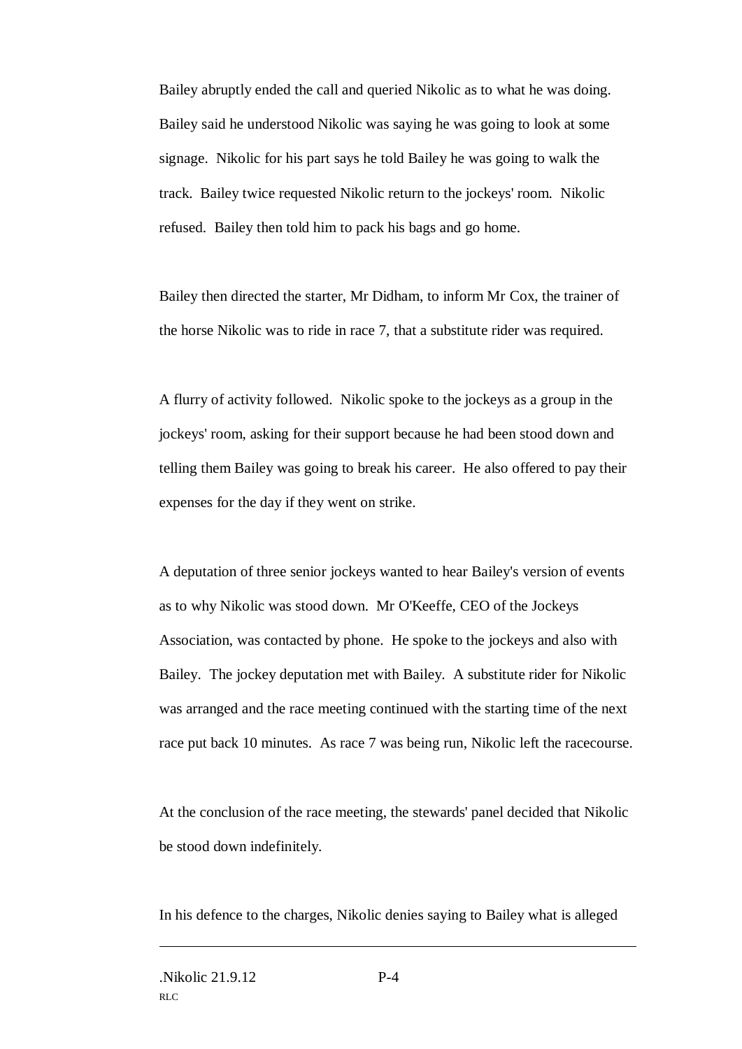Bailey abruptly ended the call and queried Nikolic as to what he was doing. Bailey said he understood Nikolic was saying he was going to look at some signage. Nikolic for his part says he told Bailey he was going to walk the track. Bailey twice requested Nikolic return to the jockeys' room. Nikolic refused. Bailey then told him to pack his bags and go home.

Bailey then directed the starter, Mr Didham, to inform Mr Cox, the trainer of the horse Nikolic was to ride in race 7, that a substitute rider was required.

A flurry of activity followed. Nikolic spoke to the jockeys as a group in the jockeys' room, asking for their support because he had been stood down and telling them Bailey was going to break his career. He also offered to pay their expenses for the day if they went on strike.

A deputation of three senior jockeys wanted to hear Bailey's version of events as to why Nikolic was stood down. Mr O'Keeffe, CEO of the Jockeys Association, was contacted by phone. He spoke to the jockeys and also with Bailey. The jockey deputation met with Bailey. A substitute rider for Nikolic was arranged and the race meeting continued with the starting time of the next race put back 10 minutes. As race 7 was being run, Nikolic left the racecourse.

At the conclusion of the race meeting, the stewards' panel decided that Nikolic be stood down indefinitely.

In his defence to the charges, Nikolic denies saying to Bailey what is alleged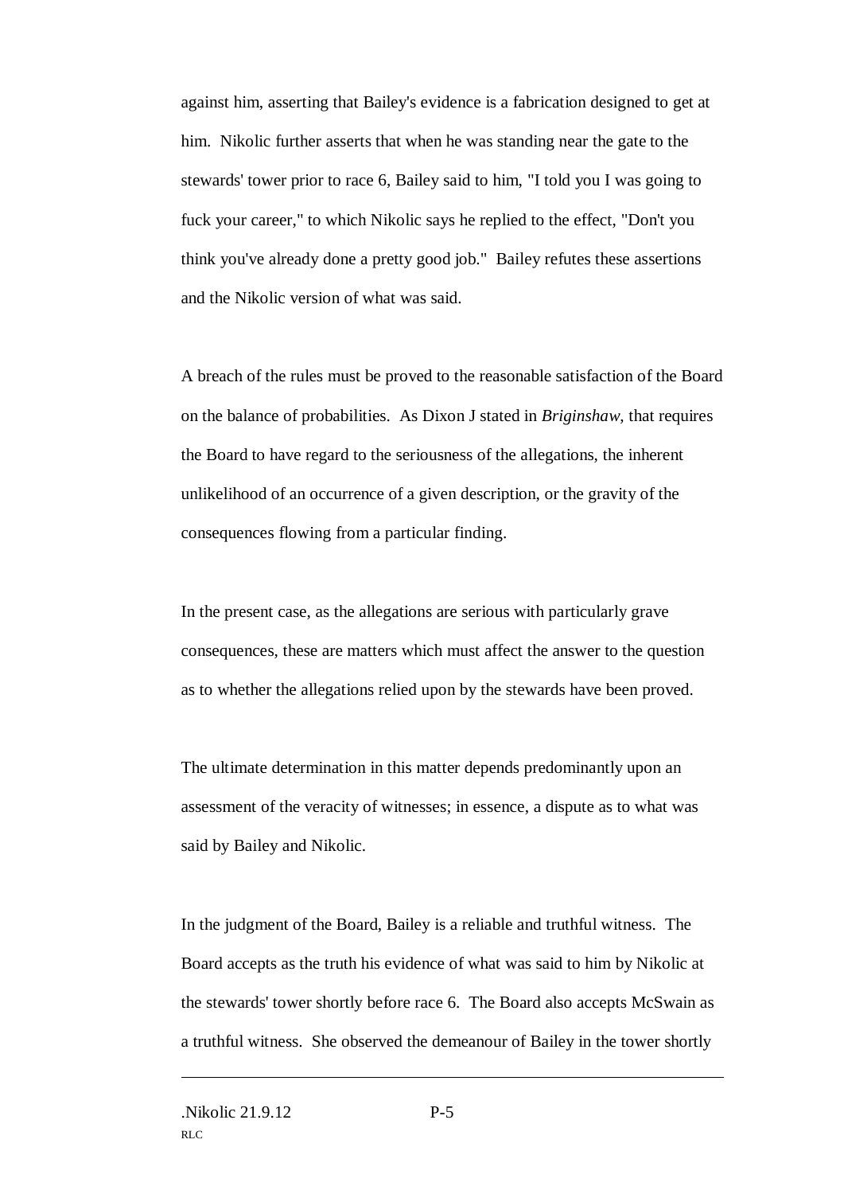against him, asserting that Bailey's evidence is a fabrication designed to get at him. Nikolic further asserts that when he was standing near the gate to the stewards' tower prior to race 6, Bailey said to him, "I told you I was going to fuck your career," to which Nikolic says he replied to the effect, "Don't you think you've already done a pretty good job." Bailey refutes these assertions and the Nikolic version of what was said.

A breach of the rules must be proved to the reasonable satisfaction of the Board on the balance of probabilities. As Dixon J stated in *Briginshaw*, that requires the Board to have regard to the seriousness of the allegations, the inherent unlikelihood of an occurrence of a given description, or the gravity of the consequences flowing from a particular finding.

In the present case, as the allegations are serious with particularly grave consequences, these are matters which must affect the answer to the question as to whether the allegations relied upon by the stewards have been proved.

The ultimate determination in this matter depends predominantly upon an assessment of the veracity of witnesses; in essence, a dispute as to what was said by Bailey and Nikolic.

In the judgment of the Board, Bailey is a reliable and truthful witness. The Board accepts as the truth his evidence of what was said to him by Nikolic at the stewards' tower shortly before race 6. The Board also accepts McSwain as a truthful witness. She observed the demeanour of Bailey in the tower shortly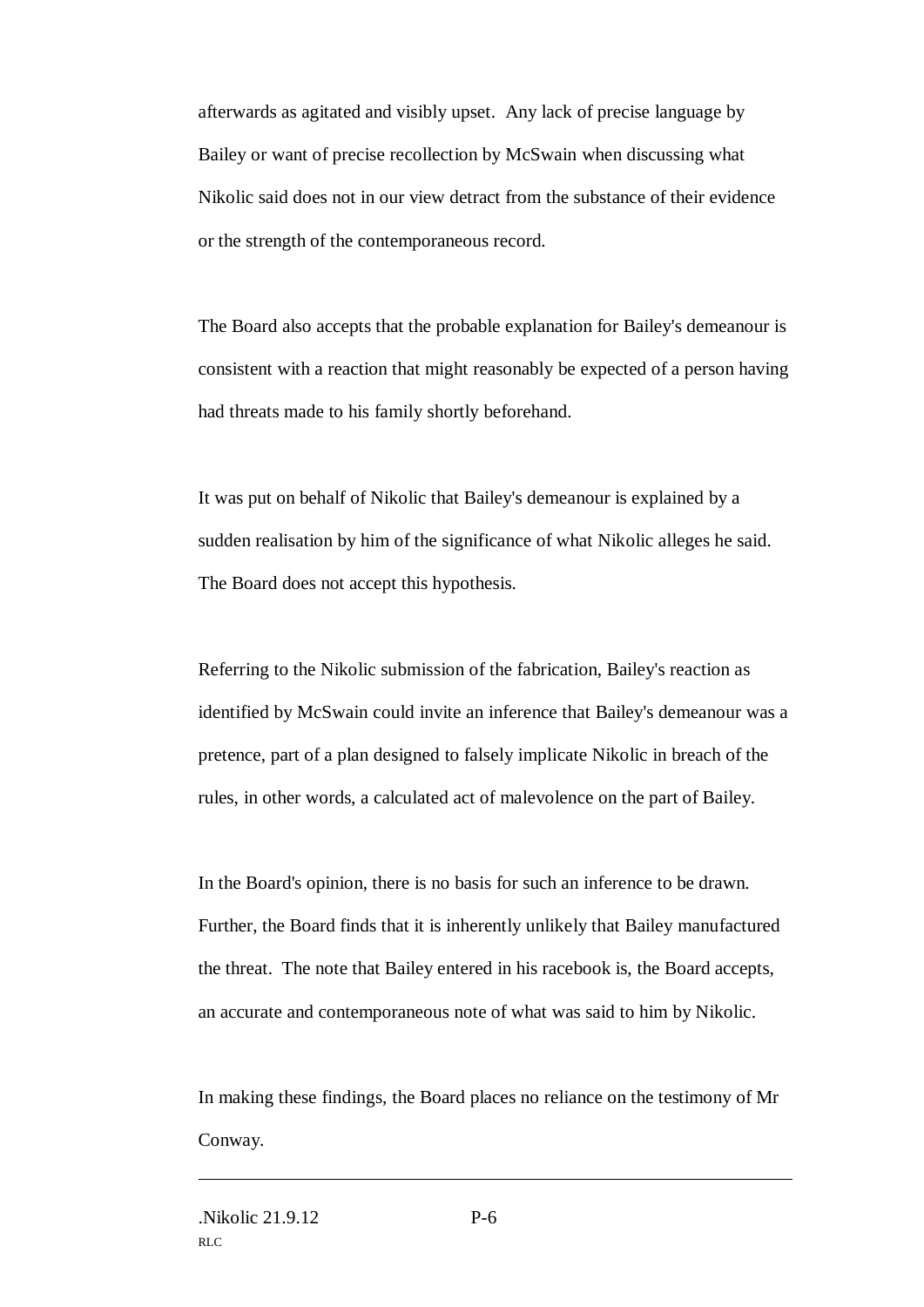afterwards as agitated and visibly upset. Any lack of precise language by Bailey or want of precise recollection by McSwain when discussing what Nikolic said does not in our view detract from the substance of their evidence or the strength of the contemporaneous record.

The Board also accepts that the probable explanation for Bailey's demeanour is consistent with a reaction that might reasonably be expected of a person having had threats made to his family shortly beforehand.

It was put on behalf of Nikolic that Bailey's demeanour is explained by a sudden realisation by him of the significance of what Nikolic alleges he said. The Board does not accept this hypothesis.

Referring to the Nikolic submission of the fabrication, Bailey's reaction as identified by McSwain could invite an inference that Bailey's demeanour was a pretence, part of a plan designed to falsely implicate Nikolic in breach of the rules, in other words, a calculated act of malevolence on the part of Bailey.

In the Board's opinion, there is no basis for such an inference to be drawn. Further, the Board finds that it is inherently unlikely that Bailey manufactured the threat. The note that Bailey entered in his racebook is, the Board accepts, an accurate and contemporaneous note of what was said to him by Nikolic.

In making these findings, the Board places no reliance on the testimony of Mr Conway.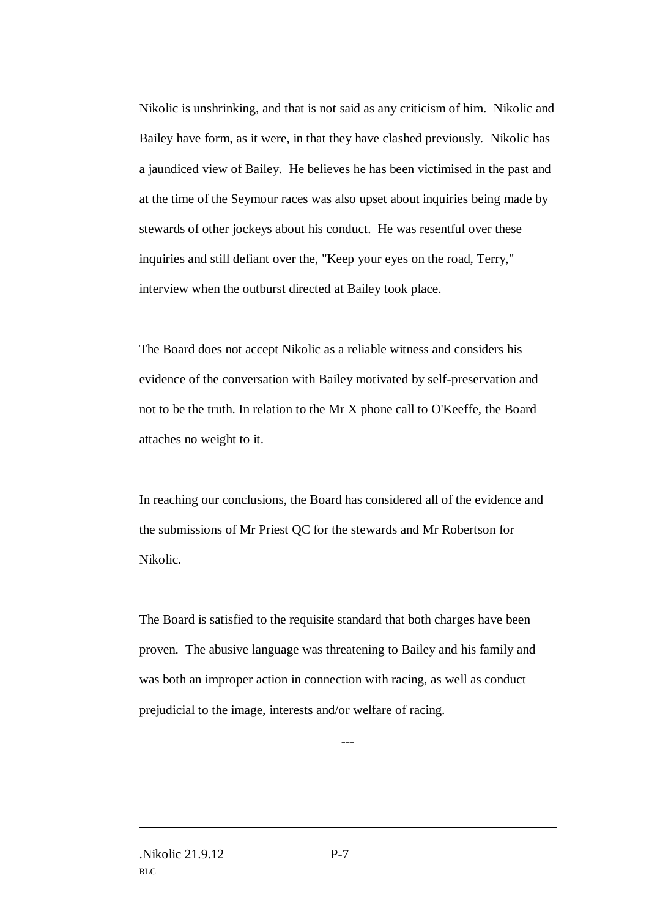Nikolic is unshrinking, and that is not said as any criticism of him. Nikolic and Bailey have form, as it were, in that they have clashed previously. Nikolic has a jaundiced view of Bailey. He believes he has been victimised in the past and at the time of the Seymour races was also upset about inquiries being made by stewards of other jockeys about his conduct. He was resentful over these inquiries and still defiant over the, "Keep your eyes on the road, Terry," interview when the outburst directed at Bailey took place.

The Board does not accept Nikolic as a reliable witness and considers his evidence of the conversation with Bailey motivated by self-preservation and not to be the truth. In relation to the Mr X phone call to O'Keeffe, the Board attaches no weight to it.

In reaching our conclusions, the Board has considered all of the evidence and the submissions of Mr Priest QC for the stewards and Mr Robertson for Nikolic.

The Board is satisfied to the requisite standard that both charges have been proven. The abusive language was threatening to Bailey and his family and was both an improper action in connection with racing, as well as conduct prejudicial to the image, interests and/or welfare of racing.

---